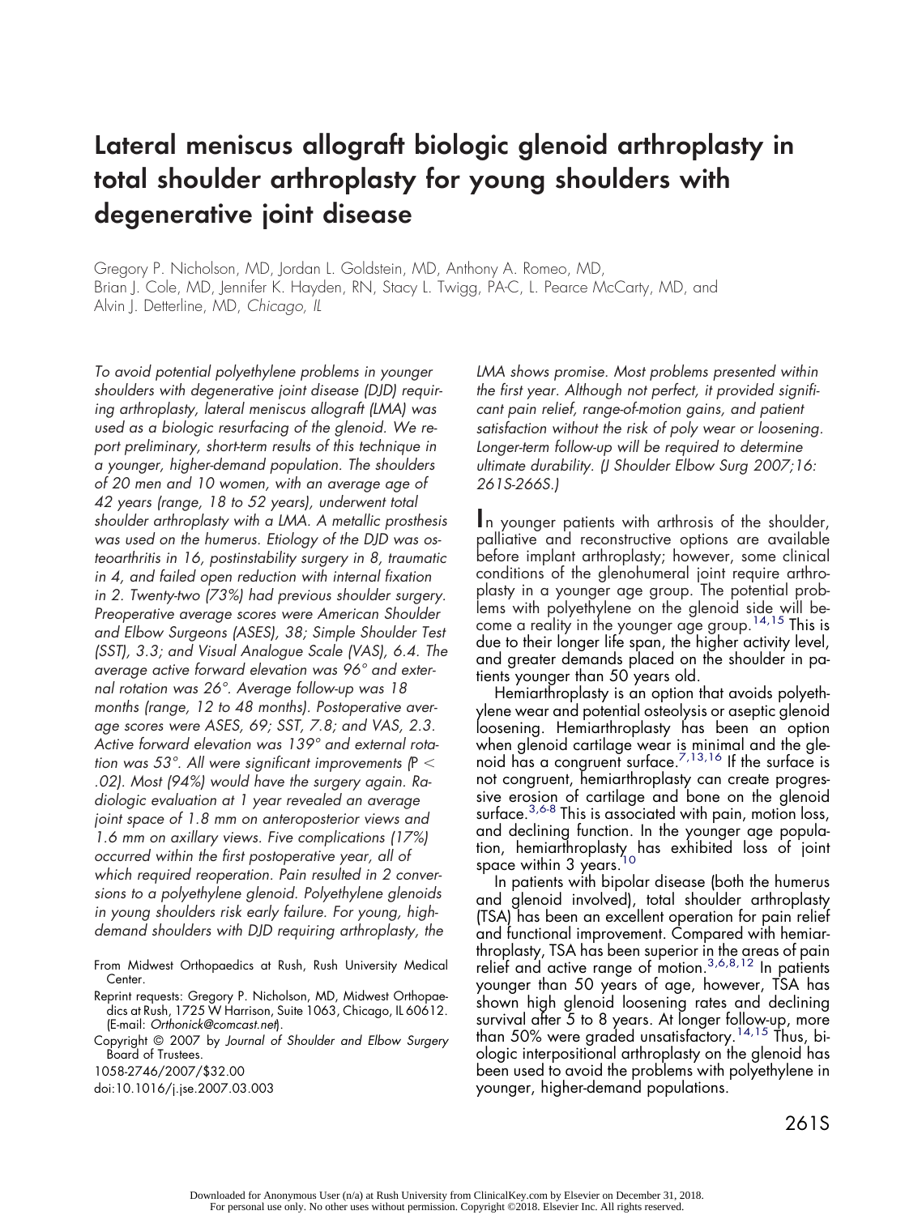# Lateral meniscus allograft biologic glenoid arthroplasty in total shoulder arthroplasty for young shoulders with degenerative joint disease

Gregory P. Nicholson, MD, Jordan L. Goldstein, MD, Anthony A. Romeo, MD, Brian J. Cole, MD, Jennifer K. Hayden, RN, Stacy L. Twigg, PA-C, L. Pearce McCarty, MD, and Alvin J. Detterline, MD, *Chicago, IL*

*To avoid potential polyethylene problems in younger shoulders with degenerative joint disease (DJD) requiring arthroplasty, lateral meniscus allograft (LMA) was used as a biologic resurfacing of the glenoid. We report preliminary, short-term results of this technique in a younger, higher-demand population. The shoulders of 20 men and 10 women, with an average age of 42 years (range, 18 to 52 years), underwent total shoulder arthroplasty with a LMA. A metallic prosthesis was used on the humerus. Etiology of the DJD was osteoarthritis in 16, postinstability surgery in 8, traumatic in 4, and failed open reduction with internal fixation in 2. Twenty-two (73%) had previous shoulder surgery. Preoperative average scores were American Shoulder and Elbow Surgeons (ASES), 38; Simple Shoulder Test (SST), 3.3; and Visual Analogue Scale (VAS), 6.4. The average active forward elevation was 96° and external rotation was 26°. Average follow-up was 18 months (range, 12 to 48 months). Postoperative average scores were ASES, 69; SST, 7.8; and VAS, 2.3. Active forward elevation was 139° and external rotation was 53°. All were significant improvements (P < .02). Most (94%) would have the surgery again. Radiologic evaluation at 1 year revealed an average joint space of 1.8 mm on anteroposterior views and 1.6 mm on axillary views. Five complications (17%) occurred within the first postoperative year, all of which required reoperation. Pain resulted in 2 conversions to a polyethylene glenoid. Polyethylene glenoids in young shoulders risk early failure. For young, high-demand shoulders with DJD requiring arthroplasty, the LMA shows promise. Most problems presented within the first year. Although not perfect, it provided significant pain relief, range-of-motion gains, and patient satisfaction without the risk of poly wear or loosening. Longer-term follow-up will be required to determine ultimate durability. (J Shoulder Elbow Surg 2007;16: 261S-266S.)*

From Midwest Orthopaedics at Rush, Rush University Medical Center.

Reprint requests: Gregory P. Nicholson, MD, Midwest Orthopaedics at Rush, 1725 W Harrison, Suite 1063, Chicago, IL 60612. (E-mail: *Orthonick@comcast.net*).

Copyright © 2007 by *Journal of Shoulder and Elbow Surgery* Board of Trustees.

1058-2746/2007/$32.00

doi:10.1016/j.jse.2007.03.003

In younger patients with arthrosis of the shoulder, palliative and reconstructive options are available before implant arthroplasty; however, some clinical conditions of the glenohumeral joint require arthroplasty in a younger age group. The potential problems with polyethylene on the glenoid side will become a reality in the younger age group.[14,15] This is due to their longer life span, the higher activity level, and greater demands placed on the shoulder in patients younger than 50 years old.

Hemiarthroplasty is an option that avoids polyethylene wear and potential osteolysis or aseptic glenoid loosening. Hemiarthroplasty has been an option when glenoid cartilage wear is minimal and the glenoid has a congruent surface.[7,13,16] If the surface is not congruent, hemiarthroplasty can create progressive erosion of cartilage and bone on the glenoid surface.[3,6-8] This is associated with pain, motion loss, and declining function. In the younger age population, hemiarthroplasty has exhibited loss of joint space within 3 years.[10]

In patients with bipolar disease (both the humerus and glenoid involved), total shoulder arthroplasty (TSA) has been an excellent operation for pain relief and functional improvement. Compared with hemiarthroplasty, TSA has been superior in the areas of pain relief and active range of motion.[3,6,8,12] In patients younger than 50 years of age, however, TSA has shown high glenoid loosening rates and declining survival after 5 to 8 years. At longer follow-up, more than 50% were graded unsatisfactory.[14,15] Thus, biologic interpositional arthroplasty on the glenoid has been used to avoid the problems with polyethylene in younger, higher-demand populations.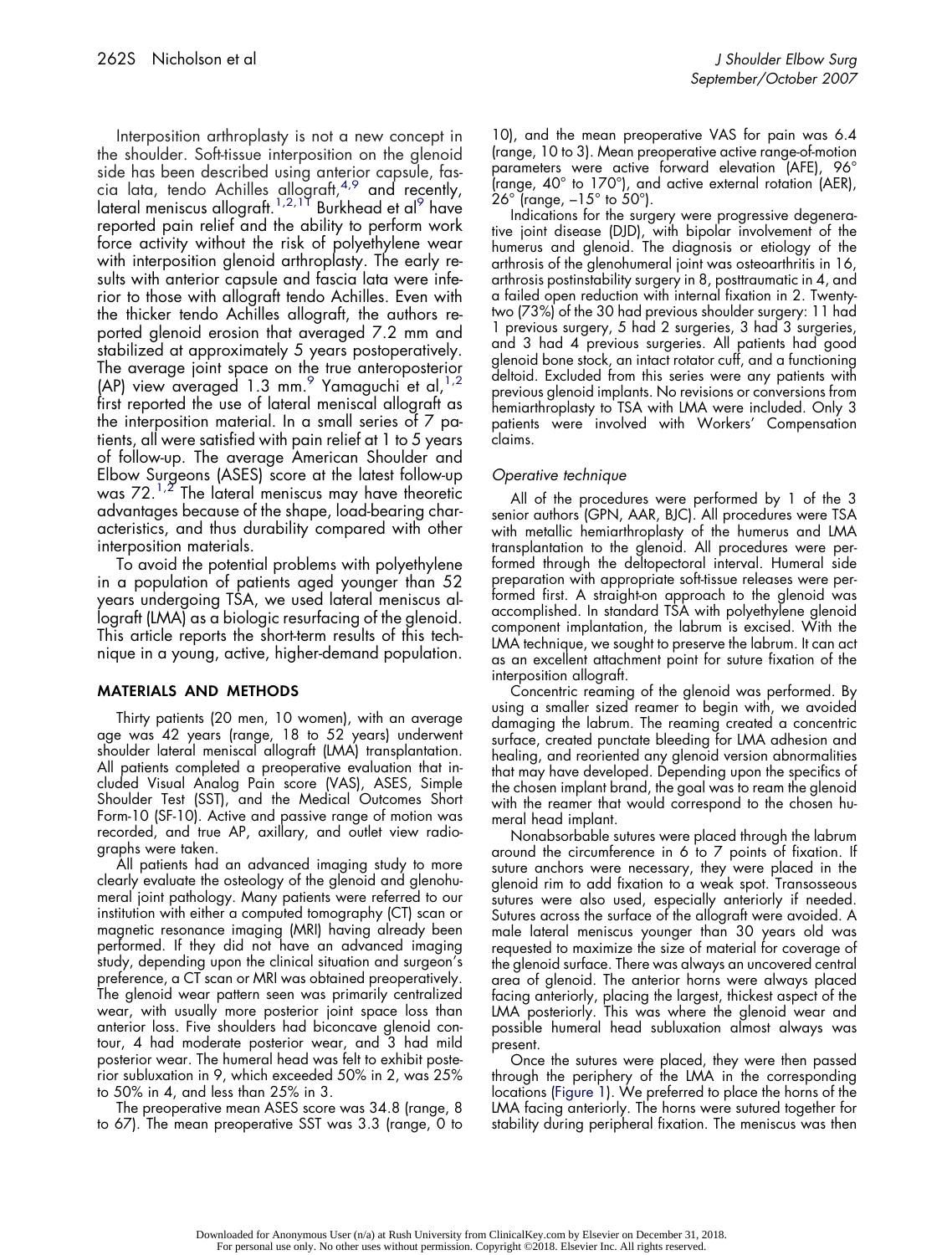Interposition arthroplasty is not a new concept in the shoulder. Soft-tissue interposition on the glenoid side has been described using anterior capsule, fascia lata, tendo Achilles allograft,[4,9] and recently, lateral meniscus allograft.[1,2,11] Burkhead et al[9] have reported pain relief and the ability to perform work force activity without the risk of polyethylene wear with interposition glenoid arthroplasty. The early results with anterior capsule and fascia lata were inferior to those with allograft tendo Achilles. Even with the thicker tendo Achilles allograft, the authors reported glenoid erosion that averaged 7.2 mm and stabilized at approximately 5 years postoperatively. The average joint space on the true anteroposterior (AP) view averaged 1.3 mm.[9] Yamaguchi et al,[1,2] first reported the use of lateral meniscal allograft as the interposition material. In a small series of 7 patients, all were satisfied with pain relief at 1 to 5 years of follow-up. The average American Shoulder and Elbow Surgeons (ASES) score at the latest follow-up was 72.[1,2] The lateral meniscus may have theoretic advantages because of the shape, load-bearing characteristics, and thus durability compared with other interposition materials.

To avoid the potential problems with polyethylene in a population of patients aged younger than 52 years undergoing TSA, we used lateral meniscus allograft (LMA) as a biologic resurfacing of the glenoid. This article reports the short-term results of this technique in a young, active, higher-demand population.

## MATERIALS AND METHODS

Thirty patients (20 men, 10 women), with an average age was 42 years (range, 18 to 52 years) underwent shoulder lateral meniscal allograft (LMA) transplantation. All patients completed a preoperative evaluation that included Visual Analog Pain score (VAS), ASES, Simple Shoulder Test (SST), and the Medical Outcomes Short Form-10 (SF-10). Active and passive range of motion was recorded, and true AP, axillary, and outlet view radiographs were taken.

All patients had an advanced imaging study to more clearly evaluate the osteology of the glenoid and glenohumeral joint pathology. Many patients were referred to our institution with either a computed tomography (CT) scan or magnetic resonance imaging (MRI) having already been performed. If they did not have an advanced imaging study, depending upon the clinical situation and surgeon's preference, a CT scan or MRI was obtained preoperatively. The glenoid wear pattern seen was primarily centralized wear, with usually more posterior joint space loss than anterior loss. Five shoulders had biconcave glenoid contour, 4 had moderate posterior wear, and 3 had mild posterior wear. The humeral head was felt to exhibit posterior subluxation in 9, which exceeded 50% in 2, was 25% to 50% in 4, and less than 25% in 3.

The preoperative mean ASES score was 34.8 (range, 8 to 67). The mean preoperative SST was 3.3 (range, 0 to 10), and the mean preoperative VAS for pain was 6.4 (range, 10 to 3). Mean preoperative active range-of-motion parameters were active forward elevation (AFE), 96° (range, 40° to 170°), and active external rotation (AER), 26° (range, −15° to 50°).

Indications for the surgery were progressive degenerative joint disease (DJD), with bipolar involvement of the humerus and glenoid. The diagnosis or etiology of the arthrosis of the glenohumeral joint was osteoarthritis in 16, arthrosis postinstability surgery in 8, posttraumatic in 4, and a failed open reduction with internal fixation in 2. Twenty-two (73%) of the 30 had previous shoulder surgery: 11 had 1 previous surgery, 5 had 2 surgeries, 3 had 3 surgeries, and 3 had 4 previous surgeries. All patients had good glenoid bone stock, an intact rotator cuff, and a functioning deltoid. Excluded from this series were any patients with previous glenoid implants. No revisions or conversions from hemiarthroplasty to TSA with LMA were included. Only 3 patients were involved with Workers' Compensation claims.

### *Operative technique*

All of the procedures were performed by 1 of the 3 senior authors (GPN, AAR, BJC). All procedures were TSA with metallic hemiarthroplasty of the humerus and LMA transplantation to the glenoid. All procedures were performed through the deltopectoral interval. Humeral side preparation with appropriate soft-tissue releases were performed first. A straight-on approach to the glenoid was accomplished. In standard TSA with polyethylene glenoid component implantation, the labrum is excised. With the LMA technique, we sought to preserve the labrum. It can act as an excellent attachment point for suture fixation of the interposition allograft.

Concentric reaming of the glenoid was performed. By using a smaller sized reamer to begin with, we avoided damaging the labrum. The reaming created a concentric surface, created punctate bleeding for LMA adhesion and healing, and reoriented any glenoid version abnormalities that may have developed. Depending upon the specifics of the chosen implant brand, the goal was to ream the glenoid with the reamer that would correspond to the chosen humeral head implant.

Nonabsorbable sutures were placed through the labrum around the circumference in 6 to 7 points of fixation. If suture anchors were necessary, they were placed in the glenoid rim to add fixation to a weak spot. Transosseous sutures were also used, especially anteriorly if needed. Sutures across the surface of the allograft were avoided. A male lateral meniscus younger than 30 years old was requested to maximize the size of material for coverage of the glenoid surface. There was always an uncovered central area of glenoid. The anterior horns were always placed facing anteriorly, placing the largest, thickest aspect of the LMA posteriorly. This was where the glenoid wear and possible humeral head subluxation almost always was present.

Once the sutures were placed, they were then passed through the periphery of the LMA in the corresponding locations (Figure 1). We preferred to place the horns of the LMA facing anteriorly. The horns were sutured together for stability during peripheral fixation. The meniscus was then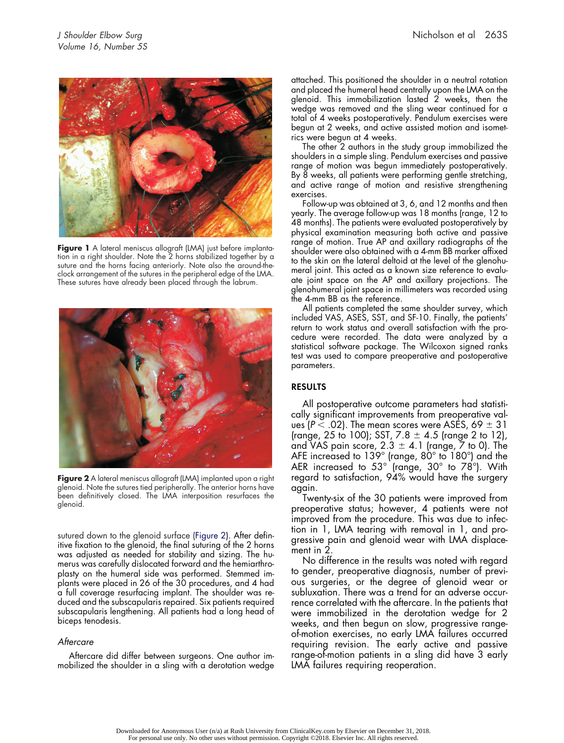**Figure 1** A lateral meniscus allograft (LMA) just before implantation in a right shoulder. Note the 2 horns stabilized together by a suture and the horns facing anteriorly. Note also the around-the-clock arrangement of the sutures in the peripheral edge of the LMA. These sutures have already been placed through the labrum.

**Figure 2** A lateral meniscus allograft (LMA) implanted upon a right glenoid. Note the sutures tied peripherally. The anterior horns have been definitively closed. The LMA interposition resurfaces the glenoid.

sutured down to the glenoid surface (Figure 2). After definitive fixation to the glenoid, the final suturing of the 2 horns was adjusted as needed for stability and sizing. The humerus was carefully dislocated forward and the hemiarthroplasty on the humeral side was performed. Stemmed implants were placed in 26 of the 30 procedures, and 4 had a full coverage resurfacing implant. The shoulder was reduced and the subscapularis repaired. Six patients required subscapularis lengthening. All patients had a long head of biceps tenodesis.

### *Aftercare*

Aftercare did differ between surgeons. One author immobilized the shoulder in a sling with a derotation wedge attached. This positioned the shoulder in a neutral rotation and placed the humeral head centrally upon the LMA on the glenoid. This immobilization lasted 2 weeks, then the wedge was removed and the sling wear continued for a total of 4 weeks postoperatively. Pendulum exercises were begun at 2 weeks, and active assisted motion and isometrics were begun at 4 weeks.

The other 2 authors in the study group immobilized the shoulders in a simple sling. Pendulum exercises and passive range of motion was begun immediately postoperatively. By 8 weeks, all patients were performing gentle stretching, and active range of motion and resistive strengthening exercises.

Follow-up was obtained at 3, 6, and 12 months and then yearly. The average follow-up was 18 months (range, 12 to 48 months). The patients were evaluated postoperatively by physical examination measuring both active and passive range of motion. True AP and axillary radiographs of the shoulder were also obtained with a 4-mm BB marker affixed to the skin on the lateral deltoid at the level of the glenohumeral joint. This acted as a known size reference to evaluate joint space on the AP and axillary projections. The glenohumeral joint space in millimeters was recorded using the 4-mm BB as the reference.

All patients completed the same shoulder survey, which included VAS, ASES, SST, and SF-10. Finally, the patients' return to work status and overall satisfaction with the procedure were recorded. The data were analyzed by a statistical software package. The Wilcoxon signed ranks test was used to compare preoperative and postoperative parameters.

## RESULTS

All postoperative outcome parameters had statistically significant improvements from preoperative values ($P < .02$). The mean scores were ASES, 69 $\pm$ 31 (range, 25 to 100); SST, 7.8 $\pm$ 4.5 (range 2 to 12), and VAS pain score, 2.3 $\pm$ 4.1 (range, 7 to 0). The AFE increased to 139° (range, 80° to 180°) and the AER increased to 53° (range, 30° to 78°). With regard to satisfaction, 94% would have the surgery again.

Twenty-six of the 30 patients were improved from preoperative status; however, 4 patients were not improved from the procedure. This was due to infection in 1, LMA tearing with removal in 1, and progressive pain and glenoid wear with LMA displacement in 2.

No difference in the results was noted with regard to gender, preoperative diagnosis, number of previous surgeries, or the degree of glenoid wear or subluxation. There was a trend for an adverse occurrence correlated with the aftercare. In the patients that were immobilized in the derotation wedge for 2 weeks, and then begun on slow, progressive range-of-motion exercises, no early LMA failures occurred requiring revision. The early active and passive range-of-motion patients in a sling did have 3 early LMA failures requiring reoperation.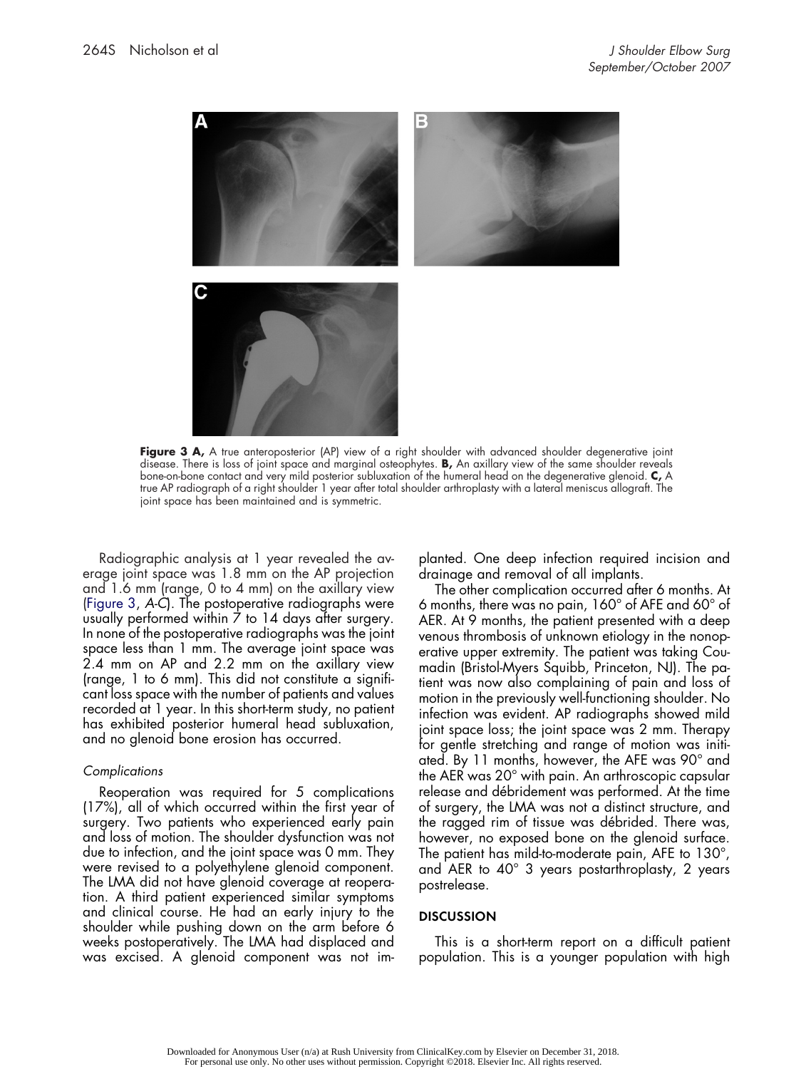**Figure 3 A,** A true anteroposterior (AP) view of a right shoulder with advanced shoulder degenerative joint disease. There is loss of joint space and marginal osteophytes. **B,** An axillary view of the same shoulder reveals bone-on-bone contact and very mild posterior subluxation of the humeral head on the degenerative glenoid. **C,** A true AP radiograph of a right shoulder 1 year after total shoulder arthroplasty with a lateral meniscus allograft. The joint space has been maintained and is symmetric.

Radiographic analysis at 1 year revealed the average joint space was 1.8 mm on the AP projection and 1.6 mm (range, 0 to 4 mm) on the axillary view (Figure 3, *A-C*). The postoperative radiographs were usually performed within 7 to 14 days after surgery. In none of the postoperative radiographs was the joint space less than 1 mm. The average joint space was 2.4 mm on AP and 2.2 mm on the axillary view (range, 1 to 6 mm). This did not constitute a significant loss space with the number of patients and values recorded at 1 year. In this short-term study, no patient has exhibited posterior humeral head subluxation, and no glenoid bone erosion has occurred.

### *Complications*

Reoperation was required for 5 complications (17%), all of which occurred within the first year of surgery. Two patients who experienced early pain and loss of motion. The shoulder dysfunction was not due to infection, and the joint space was 0 mm. They were revised to a polyethylene glenoid component. The LMA did not have glenoid coverage at reoperation. A third patient experienced similar symptoms and clinical course. He had an early injury to the shoulder while pushing down on the arm before 6 weeks postoperatively. The LMA had displaced and was excised. A glenoid component was not implanted. One deep infection required incision and drainage and removal of all implants.

The other complication occurred after 6 months. At 6 months, there was no pain, 160° of AFE and 60° of AER. At 9 months, the patient presented with a deep venous thrombosis of unknown etiology in the nonoperative upper extremity. The patient was taking Coumadin (Bristol-Myers Squibb, Princeton, NJ). The patient was now also complaining of pain and loss of motion in the previously well-functioning shoulder. No infection was evident. AP radiographs showed mild joint space loss; the joint space was 2 mm. Therapy for gentle stretching and range of motion was initiated. By 11 months, however, the AFE was 90° and the AER was 20° with pain. An arthroscopic capsular release and débridement was performed. At the time of surgery, the LMA was not a distinct structure, and the ragged rim of tissue was débrided. There was, however, no exposed bone on the glenoid surface. The patient has mild-to-moderate pain, AFE to 130°, and AER to 40° 3 years postarthroplasty, 2 years postrelease.

## DISCUSSION

This is a short-term report on a difficult patient population. This is a younger population with high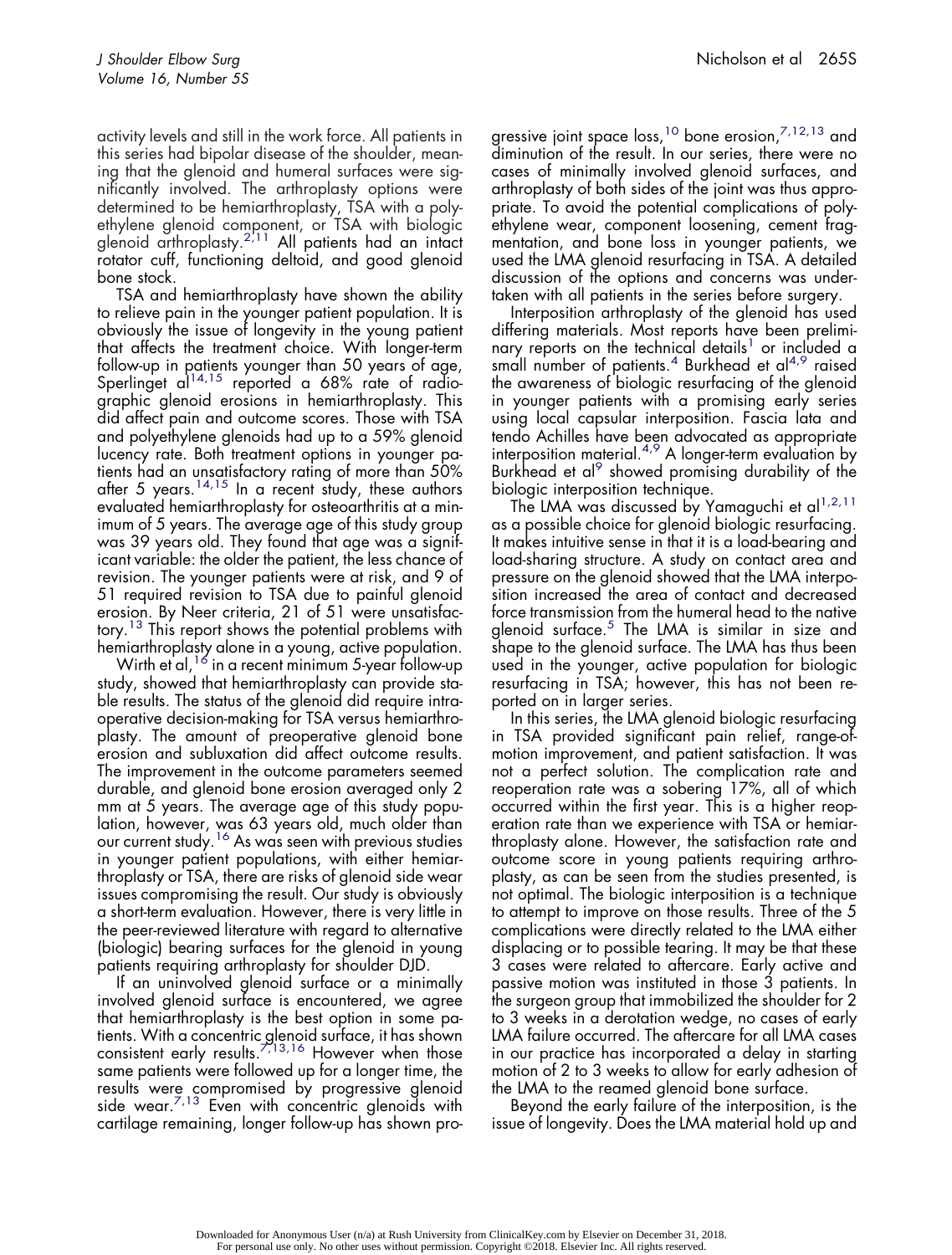activity levels and still in the work force. All patients in this series had bipolar disease of the shoulder, meaning that the glenoid and humeral surfaces were significantly involved. The arthroplasty options were determined to be hemiarthroplasty, TSA with a polyethylene glenoid component, or TSA with biologic glenoid arthroplasty.[2,11] All patients had an intact rotator cuff, functioning deltoid, and good glenoid bone stock.

TSA and hemiarthroplasty have shown the ability to relieve pain in the younger patient population. It is obviously the issue of longevity in the young patient that affects the treatment choice. With longer-term follow-up in patients younger than 50 years of age, Sperlinget al[14,15] reported a 68% rate of radiographic glenoid erosions in hemiarthroplasty. This did affect pain and outcome scores. Those with TSA and polyethylene glenoids had up to a 59% glenoid lucency rate. Both treatment options in younger patients had an unsatisfactory rating of more than 50% after 5 years.[14,15] In a recent study, these authors evaluated hemiarthroplasty for osteoarthritis at a minimum of 5 years. The average age of this study group was 39 years old. They found that age was a significant variable: the older the patient, the less chance of revision. The younger patients were at risk, and 9 of 51 required revision to TSA due to painful glenoid erosion. By Neer criteria, 21 of 51 were unsatisfactory.[13] This report shows the potential problems with hemiarthroplasty alone in a young, active population.

Wirth et al,[16] in a recent minimum 5-year follow-up study, showed that hemiarthroplasty can provide stable results. The status of the glenoid did require intraoperative decision-making for TSA versus hemiarthroplasty. The amount of preoperative glenoid bone erosion and subluxation did affect outcome results. The improvement in the outcome parameters seemed durable, and glenoid bone erosion averaged only 2 mm at 5 years. The average age of this study population, however, was 63 years old, much older than our current study.[16] As was seen with previous studies in younger patient populations, with either hemiarthroplasty or TSA, there are risks of glenoid side wear issues compromising the result. Our study is obviously a short-term evaluation. However, there is very little in the peer-reviewed literature with regard to alternative (biologic) bearing surfaces for the glenoid in young patients requiring arthroplasty for shoulder DJD.

If an uninvolved glenoid surface or a minimally involved glenoid surface is encountered, we agree that hemiarthroplasty is the best option in some patients. With a concentric glenoid surface, it has shown consistent early results.[7,13,16] However when those same patients were followed up for a longer time, the results were compromised by progressive glenoid side wear.[7,13] Even with concentric glenoids with cartilage remaining, longer follow-up has shown progressive joint space loss,[10] bone erosion,[7,12,13] and diminution of the result. In our series, there were no cases of minimally involved glenoid surfaces, and arthroplasty of both sides of the joint was thus appropriate. To avoid the potential complications of polyethylene wear, component loosening, cement fragmentation, and bone loss in younger patients, we used the LMA glenoid resurfacing in TSA. A detailed discussion of the options and concerns was undertaken with all patients in the series before surgery.

Interposition arthroplasty of the glenoid has used differing materials. Most reports have been preliminary reports on the technical details[1] or included a small number of patients.[4] Burkhead et al[4,9] raised the awareness of biologic resurfacing of the glenoid in younger patients with a promising early series using local capsular interposition. Fascia lata and tendo Achilles have been advocated as appropriate interposition material.[4,9] A longer-term evaluation by Burkhead et al[9] showed promising durability of the biologic interposition technique.

The LMA was discussed by Yamaguchi et al[1,2,11] as a possible choice for glenoid biologic resurfacing. It makes intuitive sense in that it is a load-bearing and load-sharing structure. A study on contact area and pressure on the glenoid showed that the LMA interposition increased the area of contact and decreased force transmission from the humeral head to the native glenoid surface.[5] The LMA is similar in size and shape to the glenoid surface. The LMA has thus been used in the younger, active population for biologic resurfacing in TSA; however, this has not been reported on in larger series.

In this series, the LMA glenoid biologic resurfacing in TSA provided significant pain relief, range-of-motion improvement, and patient satisfaction. It was not a perfect solution. The complication rate and reoperation rate was a sobering 17%, all of which occurred within the first year. This is a higher reoperation rate than we experience with TSA or hemiarthroplasty alone. However, the satisfaction rate and outcome score in young patients requiring arthroplasty, as can be seen from the studies presented, is not optimal. The biologic interposition is a technique to attempt to improve on those results. Three of the 5 complications were directly related to the LMA either displacing or to possible tearing. It may be that these 3 cases were related to aftercare. Early active and passive motion was instituted in those 3 patients. In the surgeon group that immobilized the shoulder for 2 to 3 weeks in a derotation wedge, no cases of early LMA failure occurred. The aftercare for all LMA cases in our practice has incorporated a delay in starting motion of 2 to 3 weeks to allow for early adhesion of the LMA to the reamed glenoid bone surface.

Beyond the early failure of the interposition, is the issue of longevity. Does the LMA material hold up and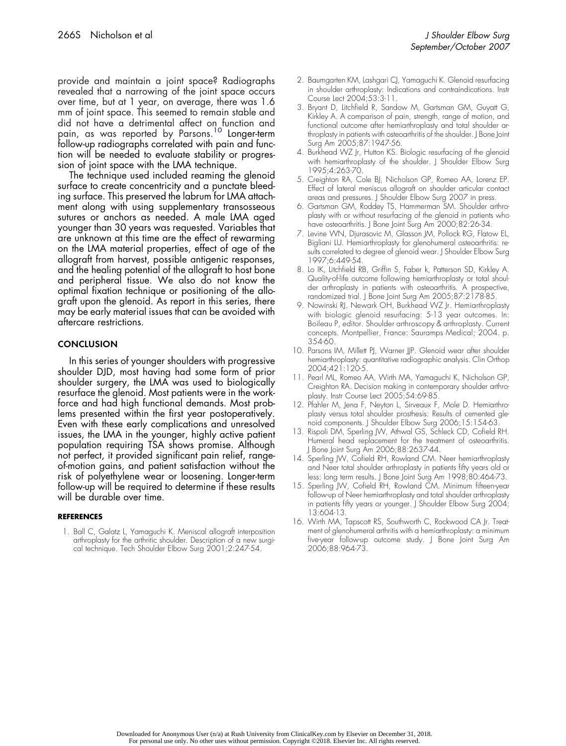provide and maintain a joint space? Radiographs revealed that a narrowing of the joint space occurs over time, but at 1 year, on average, there was 1.6 mm of joint space. This seemed to remain stable and did not have a detrimental affect on function and pain, as was reported by Parsons.[10] Longer-term follow-up radiographs correlated with pain and function will be needed to evaluate stability or progression of joint space with the LMA technique.

The technique used included reaming the glenoid surface to create concentricity and a punctate bleeding surface. This preserved the labrum for LMA attachment along with using supplementary transosseous sutures or anchors as needed. A male LMA aged younger than 30 years was requested. Variables that are unknown at this time are the effect of rewarming on the LMA material properties, effect of age of the allograft from harvest, possible antigenic responses, and the healing potential of the allograft to host bone and peripheral tissue. We also do not know the optimal fixation technique or positioning of the allograft upon the glenoid. As report in this series, there may be early material issues that can be avoided with aftercare restrictions.

## CONCLUSION

In this series of younger shoulders with progressive shoulder DJD, most having had some form of prior shoulder surgery, the LMA was used to biologically resurface the glenoid. Most patients were in the workforce and had high functional demands. Most problems presented within the first year postoperatively. Even with these early complications and unresolved issues, the LMA in the younger, highly active patient population requiring TSA shows promise. Although not perfect, it provided significant pain relief, range-of-motion gains, and patient satisfaction without the risk of polyethylene wear or loosening. Longer-term follow-up will be required to determine if these results will be durable over time.

### REFERENCES

1. Ball C, Galatz L, Yamaguchi K. Meniscal allograft interposition arthroplasty for the arthritic shoulder. Description of a new surgical technique. Tech Shoulder Elbow Surg 2001;2:247-54.
2. Baumgarten KM, Lashgari CJ, Yamaguchi K. Glenoid resurfacing in shoulder arthroplasty: Indications and contraindications. Instr Course Lect 2004;53:3-11.
3. Bryant D, Litchfield R, Sandow M, Gartsman GM, Guyatt G, Kirkley A. A comparison of pain, strength, range of motion, and functional outcome after hemiarthroplasty and total shoulder arthroplasty in patients with osteoarthritis of the shoulder. J Bone Joint Surg Am 2005;87:1947-56.
4. Burkhead WZ Jr, Hutton KS. Biologic resurfacing of the glenoid with hemiarthroplasty of the shoulder. J Shoulder Elbow Surg 1995;4:263-70.
5. Creighton RA, Cole BJ, Nicholson GP, Romeo AA, Lorenz EP. Effect of lateral meniscus allograft on shoulder articular contact areas and pressures. J Shoulder Elbow Surg 2007 in press.
6. Gartsman GM, Roddey TS, Hammerman SM. Shoulder arthroplasty with or without resurfacing of the glenoid in patients who have osteoarthritis. J Bone Joint Surg Am 2000;82:26-34.
7. Levine WN, Djurasovic M, Glasson JM, Pollock RG, Flatow EL, Bigliani LU. Hemiarthroplasty for glenohumeral osteoarthritis: results correlated to degree of glenoid wear. J Shoulder Elbow Surg 1997;6:449-54.
8. Lo IK, Litchfield RB, Griffin S, Faber k, Patterson SD, Kirkley A. Quality-of-life outcome following hemiarthroplasty or total shoulder arthroplasty in patients with osteoarthritis. A prospective, randomized trial. J Bone Joint Surg Am 2005;87:2178-85.
9. Nowinski RJ. Newark OH, Burkhead WZ Jr. Hemiarthroplasty with biologic glenoid resurfacing: 5-13 year outcomes. In: Boileau P, editor. Shoulder arthroscopy & arthroplasty. Current concepts. Montpellier, France: Sauramps Medical; 2004. p. 354-60.
10. Parsons IM, Millett PJ, Warner JJP. Glenoid wear after shoulder hemiarthroplasty: quantitative radiographic analysis. Clin Orthop 2004;421:120-5.
11. Pearl ML, Romeo AA, Wirth MA, Yamaguchi K, Nicholson GP, Creighton RA. Decision making in contemporary shoulder arthroplasty. Instr Course Lect 2005;54:69-85.
12. Pfahler M, Jena F, Neyton L, Sirveaux F, Mole D. Hemiarthroplasty versus total shoulder prosthesis: Results of cemented glenoid components. J Shoulder Elbow Surg 2006;15:154-63.
13. Rispoli DM, Sperling JW, Athwal GS, Schleck CD, Cofield RH. Humeral head replacement for the treatment of osteoarthritis. J Bone Joint Surg Am 2006;88:2637-44.
14. Sperling JW, Cofield RH, Rowland CM. Neer hemiarthroplasty and Neer total shoulder arthroplasty in patients fifty years old or less: long term results. J Bone Joint Surg Am 1998;80:464-73.
15. Sperling JW, Cofield RH, Rowland CM. Minimum fifteen-year follow-up of Neer hemiarthroplasty and total shoulder arthroplasty in patients fifty years or younger. J Shoulder Elbow Surg 2004; 13:604-13.
16. Wirth MA, Tapscott RS, Southworth C, Rockwood CA Jr. Treatment of glenohumeral arthritis with a hemiarthroplasty: a minimum five-year follow-up outcome study. J Bone Joint Surg Am 2006;88:964-73.